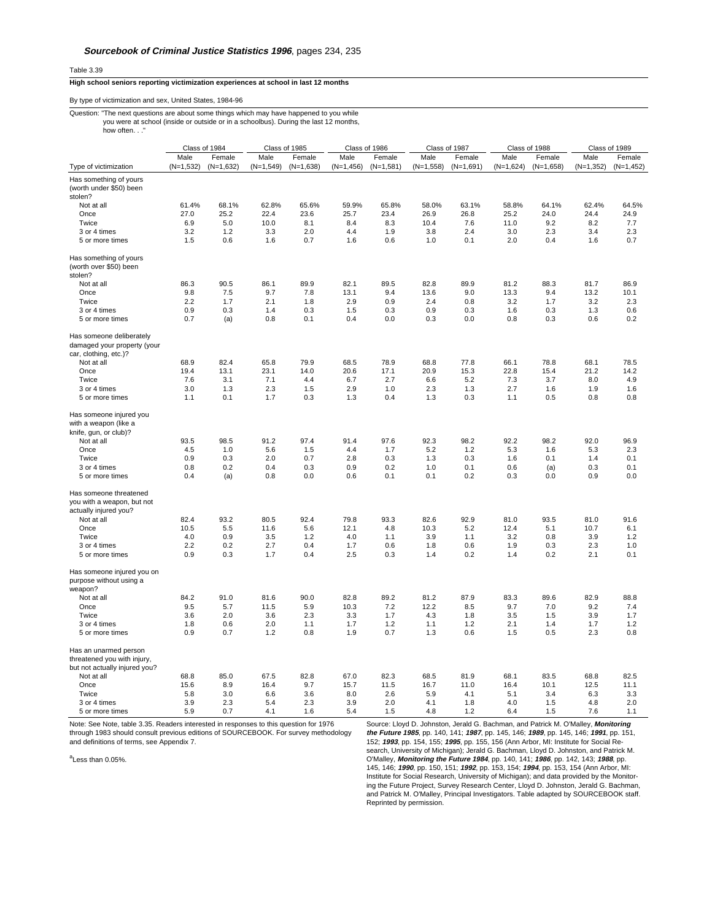***Sourcebook of Criminal Justice Statistics 1996*, pages 234, 235**

Table 3.39

**High school seniors reporting victimization experiences at school in last 12 months**

By type of victimization and sex, United States, 1984-96

Question: "The next questions are about some things which may have happened to you while you were at school (inside or outside or in a schoolbus). During the last 12 months, how often. . ."

| | Class of 1984 | | Class of 1985 | | Class of 1986 | | Class of 1987 | | Class of 1988 | | Class of 1989 | |
|---|---|---|---|---|---|---|---|---|---|---|---|---|
| Type of victimization | Male (N=1,532) | Female (N=1,632) | Male (N=1,549) | Female (N=1,638) | Male (N=1,456) | Female (N=1,581) | Male (N=1,558) | Female (N=1,691) | Male (N=1,624) | Female (N=1,658) | Male (N=1,352) | Female (N=1,452) |
| Has something of yours (worth under $50) been stolen? | | | | | | | | | | | | |
| Not at all | 61.4% | 68.1% | 62.8% | 65.6% | 59.9% | 65.8% | 58.0% | 63.1% | 58.8% | 64.1% | 62.4% | 64.5% |
| Once | 27.0 | 25.2 | 22.4 | 23.6 | 25.7 | 23.4 | 26.9 | 26.8 | 25.2 | 24.0 | 24.4 | 24.9 |
| Twice | 6.9 | 5.0 | 10.0 | 8.1 | 8.4 | 8.3 | 10.4 | 7.6 | 11.0 | 9.2 | 8.2 | 7.7 |
| 3 or 4 times | 3.2 | 1.2 | 3.3 | 2.0 | 4.4 | 1.9 | 3.8 | 2.4 | 3.0 | 2.3 | 3.4 | 2.3 |
| 5 or more times | 1.5 | 0.6 | 1.6 | 0.7 | 1.6 | 0.6 | 1.0 | 0.1 | 2.0 | 0.4 | 1.6 | 0.7 |
| Has something of yours (worth over $50) been stolen? | | | | | | | | | | | | |
| Not at all | 86.3 | 90.5 | 86.1 | 89.9 | 82.1 | 89.5 | 82.8 | 89.9 | 81.2 | 88.3 | 81.7 | 86.9 |
| Once | 9.8 | 7.5 | 9.7 | 7.8 | 13.1 | 9.4 | 13.6 | 9.0 | 13.3 | 9.4 | 13.2 | 10.1 |
| Twice | 2.2 | 1.7 | 2.1 | 1.8 | 2.9 | 0.9 | 2.4 | 0.8 | 3.2 | 1.7 | 3.2 | 2.3 |
| 3 or 4 times | 0.9 | 0.3 | 1.4 | 0.3 | 1.5 | 0.3 | 0.9 | 0.3 | 1.6 | 0.3 | 1.3 | 0.6 |
| 5 or more times | 0.7 | (a) | 0.8 | 0.1 | 0.4 | 0.0 | 0.3 | 0.0 | 0.8 | 0.3 | 0.6 | 0.2 |
| Has someone deliberately damaged your property (your car, clothing, etc.)? | | | | | | | | | | | | |
| Not at all | 68.9 | 82.4 | 65.8 | 79.9 | 68.5 | 78.9 | 68.8 | 77.8 | 66.1 | 78.8 | 68.1 | 78.5 |
| Once | 19.4 | 13.1 | 23.1 | 14.0 | 20.6 | 17.1 | 20.9 | 15.3 | 22.8 | 15.4 | 21.2 | 14.2 |
| Twice | 7.6 | 3.1 | 7.1 | 4.4 | 6.7 | 2.7 | 6.6 | 5.2 | 7.3 | 3.7 | 8.0 | 4.9 |
| 3 or 4 times | 3.0 | 1.3 | 2.3 | 1.5 | 2.9 | 1.0 | 2.3 | 1.3 | 2.7 | 1.6 | 1.9 | 1.6 |
| 5 or more times | 1.1 | 0.1 | 1.7 | 0.3 | 1.3 | 0.4 | 1.3 | 0.3 | 1.1 | 0.5 | 0.8 | 0.8 |
| Has someone injured you with a weapon (like a knife, gun, or club)? | | | | | | | | | | | | |
| Not at all | 93.5 | 98.5 | 91.2 | 97.4 | 91.4 | 97.6 | 92.3 | 98.2 | 92.2 | 98.2 | 92.0 | 96.9 |
| Once | 4.5 | 1.0 | 5.6 | 1.5 | 4.4 | 1.7 | 5.2 | 1.2 | 5.3 | 1.6 | 5.3 | 2.3 |
| Twice | 0.9 | 0.3 | 2.0 | 0.7 | 2.8 | 0.3 | 1.3 | 0.3 | 1.6 | 0.1 | 1.4 | 0.1 |
| 3 or 4 times | 0.8 | 0.2 | 0.4 | 0.3 | 0.9 | 0.2 | 1.0 | 0.1 | 0.6 | (a) | 0.3 | 0.1 |
| 5 or more times | 0.4 | (a) | 0.8 | 0.0 | 0.6 | 0.1 | 0.1 | 0.2 | 0.3 | 0.0 | 0.9 | 0.0 |
| Has someone threatened you with a weapon, but not actually injured you? | | | | | | | | | | | | |
| Not at all | 82.4 | 93.2 | 80.5 | 92.4 | 79.8 | 93.3 | 82.6 | 92.9 | 81.0 | 93.5 | 81.0 | 91.6 |
| Once | 10.5 | 5.5 | 11.6 | 5.6 | 12.1 | 4.8 | 10.3 | 5.2 | 12.4 | 5.1 | 10.7 | 6.1 |
| Twice | 4.0 | 0.9 | 3.5 | 1.2 | 4.0 | 1.1 | 3.9 | 1.1 | 3.2 | 0.8 | 3.9 | 1.2 |
| 3 or 4 times | 2.2 | 0.2 | 2.7 | 0.4 | 1.7 | 0.6 | 1.8 | 0.6 | 1.9 | 0.3 | 2.3 | 1.0 |
| 5 or more times | 0.9 | 0.3 | 1.7 | 0.4 | 2.5 | 0.3 | 1.4 | 0.2 | 1.4 | 0.2 | 2.1 | 0.1 |
| Has someone injured you on purpose without using a weapon? | | | | | | | | | | | | |
| Not at all | 84.2 | 91.0 | 81.6 | 90.0 | 82.8 | 89.2 | 81.2 | 87.9 | 83.3 | 89.6 | 82.9 | 88.8 |
| Once | 9.5 | 5.7 | 11.5 | 5.9 | 10.3 | 7.2 | 12.2 | 8.5 | 9.7 | 7.0 | 9.2 | 7.4 |
| Twice | 3.6 | 2.0 | 3.6 | 2.3 | 3.3 | 1.7 | 4.3 | 1.8 | 3.5 | 1.5 | 3.9 | 1.7 |
| 3 or 4 times | 1.8 | 0.6 | 2.0 | 1.1 | 1.7 | 1.2 | 1.1 | 1.2 | 2.1 | 1.4 | 1.7 | 1.2 |
| 5 or more times | 0.9 | 0.7 | 1.2 | 0.8 | 1.9 | 0.7 | 1.3 | 0.6 | 1.5 | 0.5 | 2.3 | 0.8 |
| Has an unarmed person threatened you with injury, but not actually injured you? | | | | | | | | | | | | |
| Not at all | 68.8 | 85.0 | 67.5 | 82.8 | 67.0 | 82.3 | 68.5 | 81.9 | 68.1 | 83.5 | 68.8 | 82.5 |
| Once | 15.6 | 8.9 | 16.4 | 9.7 | 15.7 | 11.5 | 16.7 | 11.0 | 16.4 | 10.1 | 12.5 | 11.1 |
| Twice | 5.8 | 3.0 | 6.6 | 3.6 | 8.0 | 2.6 | 5.9 | 4.1 | 5.1 | 3.4 | 6.3 | 3.3 |
| 3 or 4 times | 3.9 | 2.3 | 5.4 | 2.3 | 3.9 | 2.0 | 4.1 | 1.8 | 4.0 | 1.5 | 4.8 | 2.0 |
| 5 or more times | 5.9 | 0.7 | 4.1 | 1.6 | 5.4 | 1.5 | 4.8 | 1.2 | 6.4 | 1.5 | 7.6 | 1.1 |

Note: See Note, table 3.35. Readers interested in responses to this question for 1976 through 1983 should consult previous editions of SOURCEBOOK. For survey methodology and definitions of terms, see Appendix 7.

[a]Less than 0.05%.

Source: Lloyd D. Johnston, Jerald G. Bachman, and Patrick M. O'Malley, ***Monitoring the Future 1985***, pp. 140, 141; ***1987***, pp. 145, 146; ***1989***, pp. 145, 146; ***1991***, pp. 151, 152; ***1993***, pp. 154, 155; ***1995***, pp. 155, 156 (Ann Arbor, MI: Institute for Social Research, University of Michigan); Jerald G. Bachman, Lloyd D. Johnston, and Patrick M. O'Malley, ***Monitoring the Future 1984***, pp. 140, 141; ***1986***, pp. 142, 143; ***1988***, pp. 145, 146; ***1990***, pp. 150, 151; ***1992***, pp. 153, 154; ***1994***, pp. 153, 154 (Ann Arbor, MI: Institute for Social Research, University of Michigan); and data provided by the Monitoring the Future Project, Survey Research Center, Lloyd D. Johnston, Jerald G. Bachman, and Patrick M. O'Malley, Principal Investigators. Table adapted by SOURCEBOOK staff. Reprinted by permission.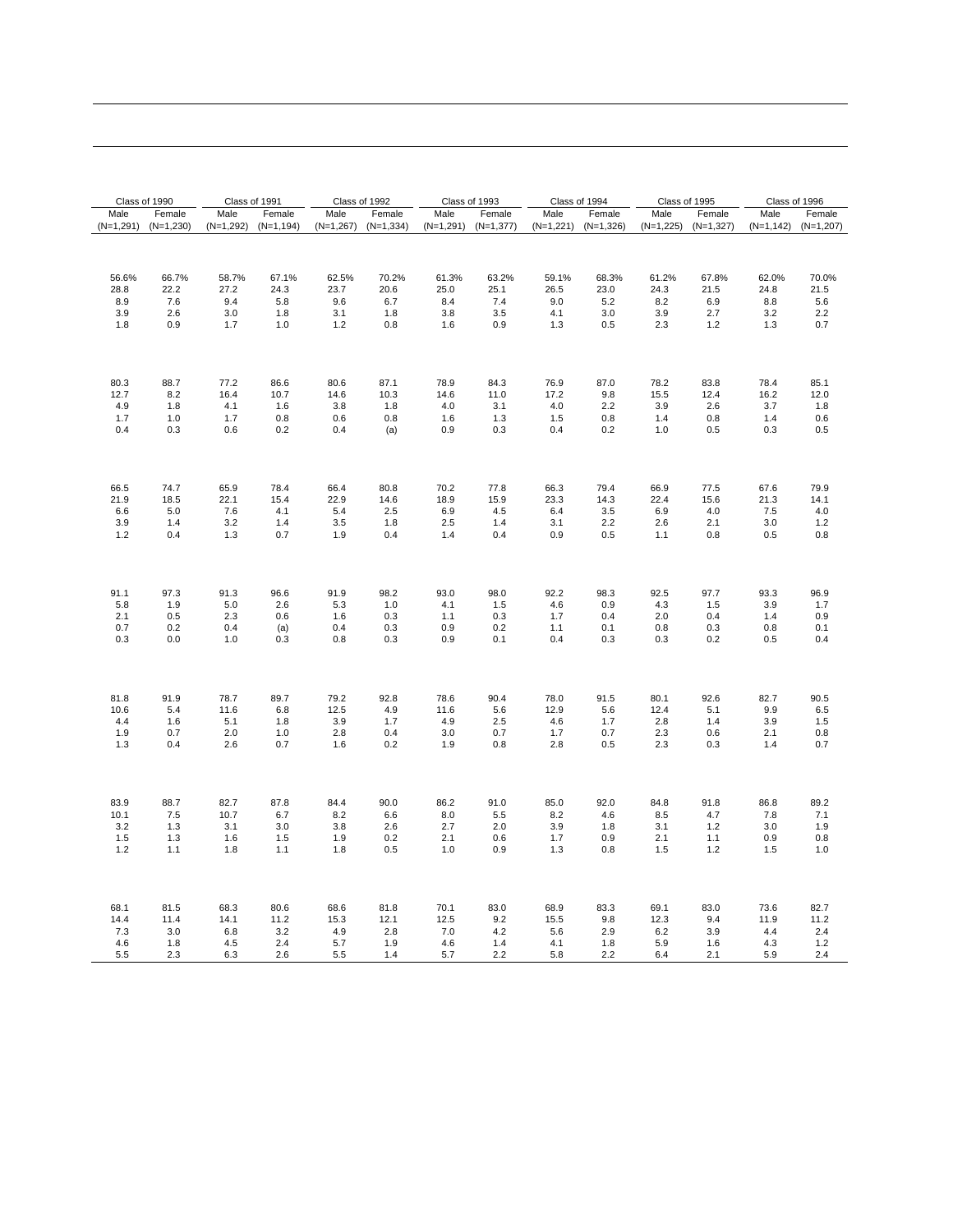| Class of 1990 | | Class of 1991 | | Class of 1992 | | Class of 1993 | | Class of 1994 | | Class of 1995 | | Class of 1996 | |
|---|---|---|---|---|---|---|---|---|---|---|---|---|---|
| Male (N=1,291) | Female (N=1,230) | Male (N=1,292) | Female (N=1,194) | Male (N=1,267) | Female (N=1,334) | Male (N=1,291) | Female (N=1,377) | Male (N=1,221) | Female (N=1,326) | Male (N=1,225) | Female (N=1,327) | Male (N=1,142) | Female (N=1,207) |
| | | | | | | | | | | | | | |
| 56.6% | 66.7% | 58.7% | 67.1% | 62.5% | 70.2% | 61.3% | 63.2% | 59.1% | 68.3% | 61.2% | 67.8% | 62.0% | 70.0% |
| 28.8 | 22.2 | 27.2 | 24.3 | 23.7 | 20.6 | 25.0 | 25.1 | 26.5 | 23.0 | 24.3 | 21.5 | 24.8 | 21.5 |
| 8.9 | 7.6 | 9.4 | 5.8 | 9.6 | 6.7 | 8.4 | 7.4 | 9.0 | 5.2 | 8.2 | 6.9 | 8.8 | 5.6 |
| 3.9 | 2.6 | 3.0 | 1.8 | 3.1 | 1.8 | 3.8 | 3.5 | 4.1 | 3.0 | 3.9 | 2.7 | 3.2 | 2.2 |
| 1.8 | 0.9 | 1.7 | 1.0 | 1.2 | 0.8 | 1.6 | 0.9 | 1.3 | 0.5 | 2.3 | 1.2 | 1.3 | 0.7 |
| | | | | | | | | | | | | | |
| 80.3 | 88.7 | 77.2 | 86.6 | 80.6 | 87.1 | 78.9 | 84.3 | 76.9 | 87.0 | 78.2 | 83.8 | 78.4 | 85.1 |
| 12.7 | 8.2 | 16.4 | 10.7 | 14.6 | 10.3 | 14.6 | 11.0 | 17.2 | 9.8 | 15.5 | 12.4 | 16.2 | 12.0 |
| 4.9 | 1.8 | 4.1 | 1.6 | 3.8 | 1.8 | 4.0 | 3.1 | 4.0 | 2.2 | 3.9 | 2.6 | 3.7 | 1.8 |
| 1.7 | 1.0 | 1.7 | 0.8 | 0.6 | 0.8 | 1.6 | 1.3 | 1.5 | 0.8 | 1.4 | 0.8 | 1.4 | 0.6 |
| 0.4 | 0.3 | 0.6 | 0.2 | 0.4 | (a) | 0.9 | 0.3 | 0.4 | 0.2 | 1.0 | 0.5 | 0.3 | 0.5 |
| | | | | | | | | | | | | | |
| 66.5 | 74.7 | 65.9 | 78.4 | 66.4 | 80.8 | 70.2 | 77.8 | 66.3 | 79.4 | 66.9 | 77.5 | 67.6 | 79.9 |
| 21.9 | 18.5 | 22.1 | 15.4 | 22.9 | 14.6 | 18.9 | 15.9 | 23.3 | 14.3 | 22.4 | 15.6 | 21.3 | 14.1 |
| 6.6 | 5.0 | 7.6 | 4.1 | 5.4 | 2.5 | 6.9 | 4.5 | 6.4 | 3.5 | 6.9 | 4.0 | 7.5 | 4.0 |
| 3.9 | 1.4 | 3.2 | 1.4 | 3.5 | 1.8 | 2.5 | 1.4 | 3.1 | 2.2 | 2.6 | 2.1 | 3.0 | 1.2 |
| 1.2 | 0.4 | 1.3 | 0.7 | 1.9 | 0.4 | 1.4 | 0.4 | 0.9 | 0.5 | 1.1 | 0.8 | 0.5 | 0.8 |
| | | | | | | | | | | | | | |
| 91.1 | 97.3 | 91.3 | 96.6 | 91.9 | 98.2 | 93.0 | 98.0 | 92.2 | 98.3 | 92.5 | 97.7 | 93.3 | 96.9 |
| 5.8 | 1.9 | 5.0 | 2.6 | 5.3 | 1.0 | 4.1 | 1.5 | 4.6 | 0.9 | 4.3 | 1.5 | 3.9 | 1.7 |
| 2.1 | 0.5 | 2.3 | 0.6 | 1.6 | 0.3 | 1.1 | 0.3 | 1.7 | 0.4 | 2.0 | 0.4 | 1.4 | 0.9 |
| 0.7 | 0.2 | 0.4 | (a) | 0.4 | 0.3 | 0.9 | 0.2 | 1.1 | 0.1 | 0.8 | 0.3 | 0.8 | 0.1 |
| 0.3 | 0.0 | 1.0 | 0.3 | 0.8 | 0.3 | 0.9 | 0.1 | 0.4 | 0.3 | 0.3 | 0.2 | 0.5 | 0.4 |
| | | | | | | | | | | | | | |
| 81.8 | 91.9 | 78.7 | 89.7 | 79.2 | 92.8 | 78.6 | 90.4 | 78.0 | 91.5 | 80.1 | 92.6 | 82.7 | 90.5 |
| 10.6 | 5.4 | 11.6 | 6.8 | 12.5 | 4.9 | 11.6 | 5.6 | 12.9 | 5.6 | 12.4 | 5.1 | 9.9 | 6.5 |
| 4.4 | 1.6 | 5.1 | 1.8 | 3.9 | 1.7 | 4.9 | 2.5 | 4.6 | 1.7 | 2.8 | 1.4 | 3.9 | 1.5 |
| 1.9 | 0.7 | 2.0 | 1.0 | 2.8 | 0.4 | 3.0 | 0.7 | 1.7 | 0.7 | 2.3 | 0.6 | 2.1 | 0.8 |
| 1.3 | 0.4 | 2.6 | 0.7 | 1.6 | 0.2 | 1.9 | 0.8 | 2.8 | 0.5 | 2.3 | 0.3 | 1.4 | 0.7 |
| | | | | | | | | | | | | | |
| 83.9 | 88.7 | 82.7 | 87.8 | 84.4 | 90.0 | 86.2 | 91.0 | 85.0 | 92.0 | 84.8 | 91.8 | 86.8 | 89.2 |
| 10.1 | 7.5 | 10.7 | 6.7 | 8.2 | 6.6 | 8.0 | 5.5 | 8.2 | 4.6 | 8.5 | 4.7 | 7.8 | 7.1 |
| 3.2 | 1.3 | 3.1 | 3.0 | 3.8 | 2.6 | 2.7 | 2.0 | 3.9 | 1.8 | 3.1 | 1.2 | 3.0 | 1.9 |
| 1.5 | 1.3 | 1.6 | 1.5 | 1.9 | 0.2 | 2.1 | 0.6 | 1.7 | 0.9 | 2.1 | 1.1 | 0.9 | 0.8 |
| 1.2 | 1.1 | 1.8 | 1.1 | 1.8 | 0.5 | 1.0 | 0.9 | 1.3 | 0.8 | 1.5 | 1.2 | 1.5 | 1.0 |
| | | | | | | | | | | | | | |
| 68.1 | 81.5 | 68.3 | 80.6 | 68.6 | 81.8 | 70.1 | 83.0 | 68.9 | 83.3 | 69.1 | 83.0 | 73.6 | 82.7 |
| 14.4 | 11.4 | 14.1 | 11.2 | 15.3 | 12.1 | 12.5 | 9.2 | 15.5 | 9.8 | 12.3 | 9.4 | 11.9 | 11.2 |
| 7.3 | 3.0 | 6.8 | 3.2 | 4.9 | 2.8 | 7.0 | 4.2 | 5.6 | 2.9 | 6.2 | 3.9 | 4.4 | 2.4 |
| 4.6 | 1.8 | 4.5 | 2.4 | 5.7 | 1.9 | 4.6 | 1.4 | 4.1 | 1.8 | 5.9 | 1.6 | 4.3 | 1.2 |
| 5.5 | 2.3 | 6.3 | 2.6 | 5.5 | 1.4 | 5.7 | 2.2 | 5.8 | 2.2 | 6.4 | 2.1 | 5.9 | 2.4 |